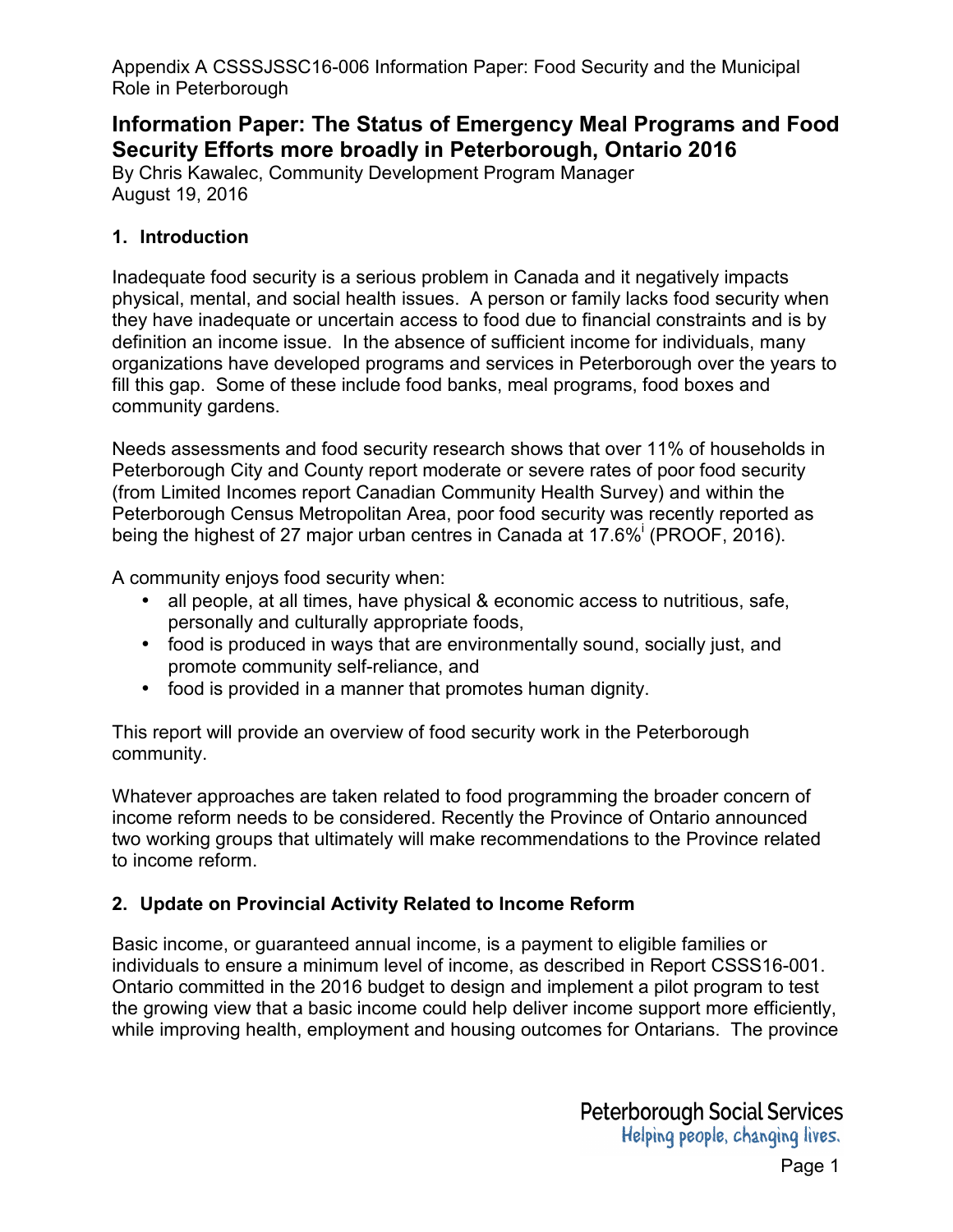Appendix A CSSSJSSC16-006 Information Paper: Food Security and the Municipal Role in Peterborough

# Information Paper: The Status of Emergency Meal Programs and Food Security Efforts more broadly in Peterborough, Ontario 2016

By Chris Kawalec, Community Development Program Manager
August 19, 2016

## 1. Introduction

Inadequate food security is a serious problem in Canada and it negatively impacts physical, mental, and social health issues. A person or family lacks food security when they have inadequate or uncertain access to food due to financial constraints and is by definition an income issue. In the absence of sufficient income for individuals, many organizations have developed programs and services in Peterborough over the years to fill this gap. Some of these include food banks, meal programs, food boxes and community gardens.

Needs assessments and food security research shows that over 11% of households in Peterborough City and County report moderate or severe rates of poor food security (from Limited Incomes report Canadian Community Health Survey) and within the Peterborough Census Metropolitan Area, poor food security was recently reported as being the highest of 27 major urban centres in Canada at 17.6%[i] (PROOF, 2016).

A community enjoys food security when:

- all people, at all times, have physical & economic access to nutritious, safe, personally and culturally appropriate foods,
- food is produced in ways that are environmentally sound, socially just, and promote community self-reliance, and
- food is provided in a manner that promotes human dignity.

This report will provide an overview of food security work in the Peterborough community.

Whatever approaches are taken related to food programming the broader concern of income reform needs to be considered. Recently the Province of Ontario announced two working groups that ultimately will make recommendations to the Province related to income reform.

## 2. Update on Provincial Activity Related to Income Reform

Basic income, or guaranteed annual income, is a payment to eligible families or individuals to ensure a minimum level of income, as described in Report CSSS16-001. Ontario committed in the 2016 budget to design and implement a pilot program to test the growing view that a basic income could help deliver income support more efficiently, while improving health, employment and housing outcomes for Ontarians. The province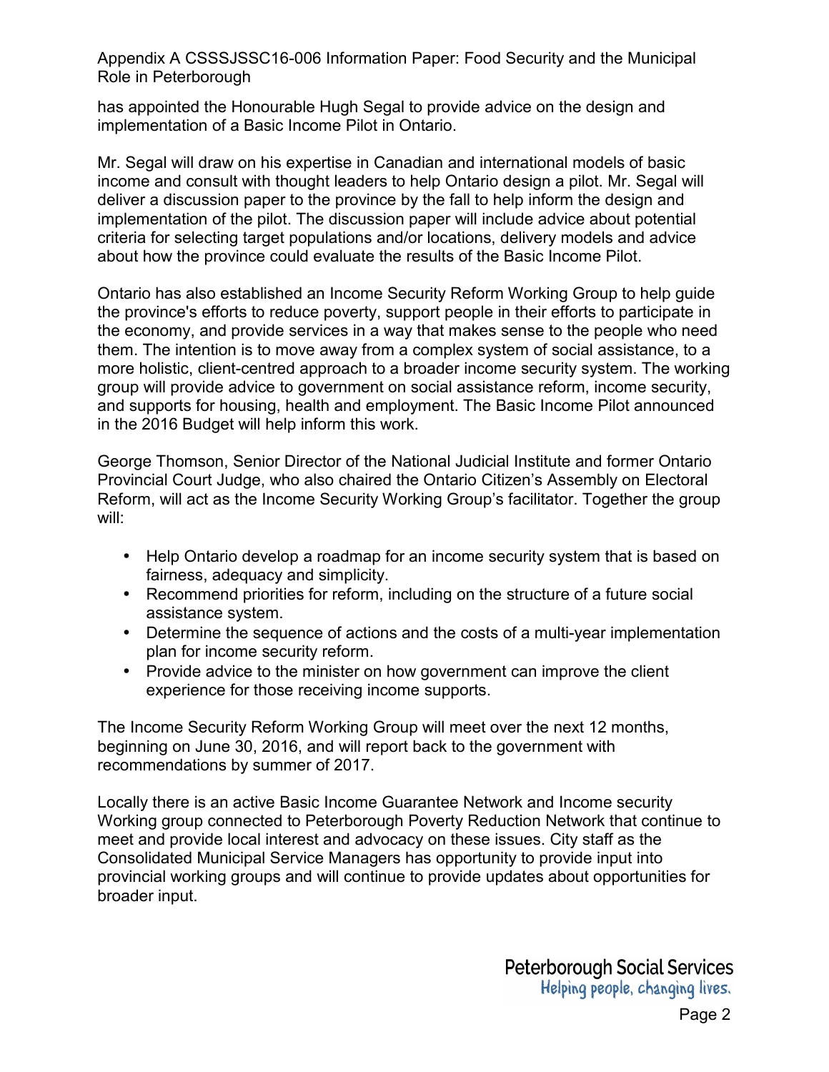has appointed the Honourable Hugh Segal to provide advice on the design and implementation of a Basic Income Pilot in Ontario.

Mr. Segal will draw on his expertise in Canadian and international models of basic income and consult with thought leaders to help Ontario design a pilot. Mr. Segal will deliver a discussion paper to the province by the fall to help inform the design and implementation of the pilot. The discussion paper will include advice about potential criteria for selecting target populations and/or locations, delivery models and advice about how the province could evaluate the results of the Basic Income Pilot.

Ontario has also established an Income Security Reform Working Group to help guide the province's efforts to reduce poverty, support people in their efforts to participate in the economy, and provide services in a way that makes sense to the people who need them. The intention is to move away from a complex system of social assistance, to a more holistic, client-centred approach to a broader income security system. The working group will provide advice to government on social assistance reform, income security, and supports for housing, health and employment. The Basic Income Pilot announced in the 2016 Budget will help inform this work.

George Thomson, Senior Director of the National Judicial Institute and former Ontario Provincial Court Judge, who also chaired the Ontario Citizen's Assembly on Electoral Reform, will act as the Income Security Working Group's facilitator. Together the group will:

- Help Ontario develop a roadmap for an income security system that is based on fairness, adequacy and simplicity.
- Recommend priorities for reform, including on the structure of a future social assistance system.
- Determine the sequence of actions and the costs of a multi-year implementation plan for income security reform.
- Provide advice to the minister on how government can improve the client experience for those receiving income supports.

The Income Security Reform Working Group will meet over the next 12 months, beginning on June 30, 2016, and will report back to the government with recommendations by summer of 2017.

Locally there is an active Basic Income Guarantee Network and Income security Working group connected to Peterborough Poverty Reduction Network that continue to meet and provide local interest and advocacy on these issues. City staff as the Consolidated Municipal Service Managers has opportunity to provide input into provincial working groups and will continue to provide updates about opportunities for broader input.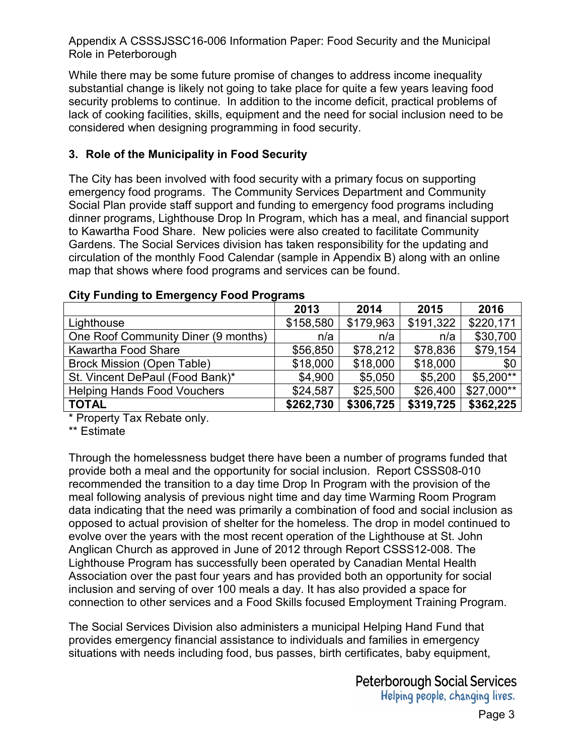While there may be some future promise of changes to address income inequality substantial change is likely not going to take place for quite a few years leaving food security problems to continue. In addition to the income deficit, practical problems of lack of cooking facilities, skills, equipment and the need for social inclusion need to be considered when designing programming in food security.

## 3. Role of the Municipality in Food Security

The City has been involved with food security with a primary focus on supporting emergency food programs. The Community Services Department and Community Social Plan provide staff support and funding to emergency food programs including dinner programs, Lighthouse Drop In Program, which has a meal, and financial support to Kawartha Food Share. New policies were also created to facilitate Community Gardens. The Social Services division has taken responsibility for the updating and circulation of the monthly Food Calendar (sample in Appendix B) along with an online map that shows where food programs and services can be found.

**City Funding to Emergency Food Programs**

| | 2013 | 2014 | 2015 | 2016 |
|---|---|---|---|---|
| Lighthouse | $158,580 | $179,963 | $191,322 | $220,171 |
| One Roof Community Diner (9 months) | n/a | n/a | n/a | $30,700 |
| Kawartha Food Share | $56,850 | $78,212 | $78,836 | $79,154 |
| Brock Mission (Open Table) | $18,000 | $18,000 | $18,000 | $0 |
| St. Vincent DePaul (Food Bank)* | $4,900 | $5,050 | $5,200 | $5,200** |
| Helping Hands Food Vouchers | $24,587 | $25,500 | $26,400 | $27,000** |
| **TOTAL** | **$262,730** | **$306,725** | **$319,725** | **$362,225** |

\* Property Tax Rebate only.
\** Estimate

Through the homelessness budget there have been a number of programs funded that provide both a meal and the opportunity for social inclusion. Report CSSS08-010 recommended the transition to a day time Drop In Program with the provision of the meal following analysis of previous night time and day time Warming Room Program data indicating that the need was primarily a combination of food and social inclusion as opposed to actual provision of shelter for the homeless. The drop in model continued to evolve over the years with the most recent operation of the Lighthouse at St. John Anglican Church as approved in June of 2012 through Report CSSS12-008. The Lighthouse Program has successfully been operated by Canadian Mental Health Association over the past four years and has provided both an opportunity for social inclusion and serving of over 100 meals a day. It has also provided a space for connection to other services and a Food Skills focused Employment Training Program.

The Social Services Division also administers a municipal Helping Hand Fund that provides emergency financial assistance to individuals and families in emergency situations with needs including food, bus passes, birth certificates, baby equipment,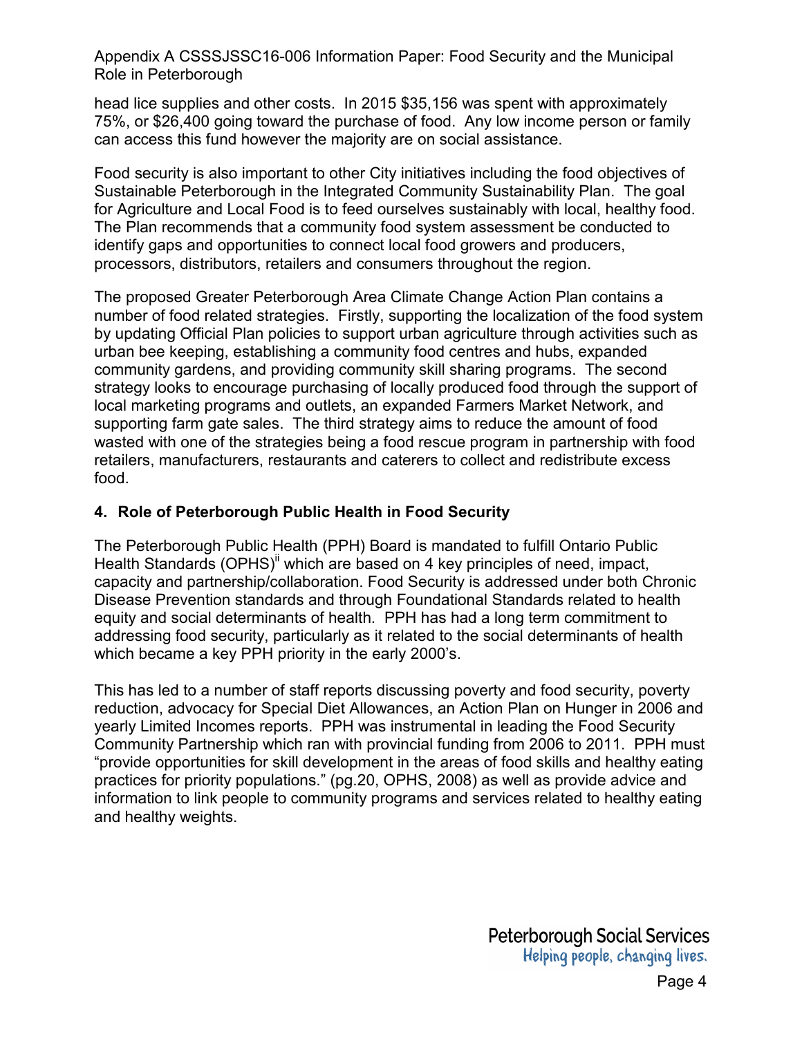head lice supplies and other costs. In 2015 $35,156 was spent with approximately 75%, or $26,400 going toward the purchase of food. Any low income person or family can access this fund however the majority are on social assistance.

Food security is also important to other City initiatives including the food objectives of Sustainable Peterborough in the Integrated Community Sustainability Plan. The goal for Agriculture and Local Food is to feed ourselves sustainably with local, healthy food. The Plan recommends that a community food system assessment be conducted to identify gaps and opportunities to connect local food growers and producers, processors, distributors, retailers and consumers throughout the region.

The proposed Greater Peterborough Area Climate Change Action Plan contains a number of food related strategies. Firstly, supporting the localization of the food system by updating Official Plan policies to support urban agriculture through activities such as urban bee keeping, establishing a community food centres and hubs, expanded community gardens, and providing community skill sharing programs. The second strategy looks to encourage purchasing of locally produced food through the support of local marketing programs and outlets, an expanded Farmers Market Network, and supporting farm gate sales. The third strategy aims to reduce the amount of food wasted with one of the strategies being a food rescue program in partnership with food retailers, manufacturers, restaurants and caterers to collect and redistribute excess food.

## 4. Role of Peterborough Public Health in Food Security

The Peterborough Public Health (PPH) Board is mandated to fulfill Ontario Public Health Standards (OPHS)[ii] which are based on 4 key principles of need, impact, capacity and partnership/collaboration. Food Security is addressed under both Chronic Disease Prevention standards and through Foundational Standards related to health equity and social determinants of health. PPH has had a long term commitment to addressing food security, particularly as it related to the social determinants of health which became a key PPH priority in the early 2000's.

This has led to a number of staff reports discussing poverty and food security, poverty reduction, advocacy for Special Diet Allowances, an Action Plan on Hunger in 2006 and yearly Limited Incomes reports. PPH was instrumental in leading the Food Security Community Partnership which ran with provincial funding from 2006 to 2011. PPH must "provide opportunities for skill development in the areas of food skills and healthy eating practices for priority populations." (pg.20, OPHS, 2008) as well as provide advice and information to link people to community programs and services related to healthy eating and healthy weights.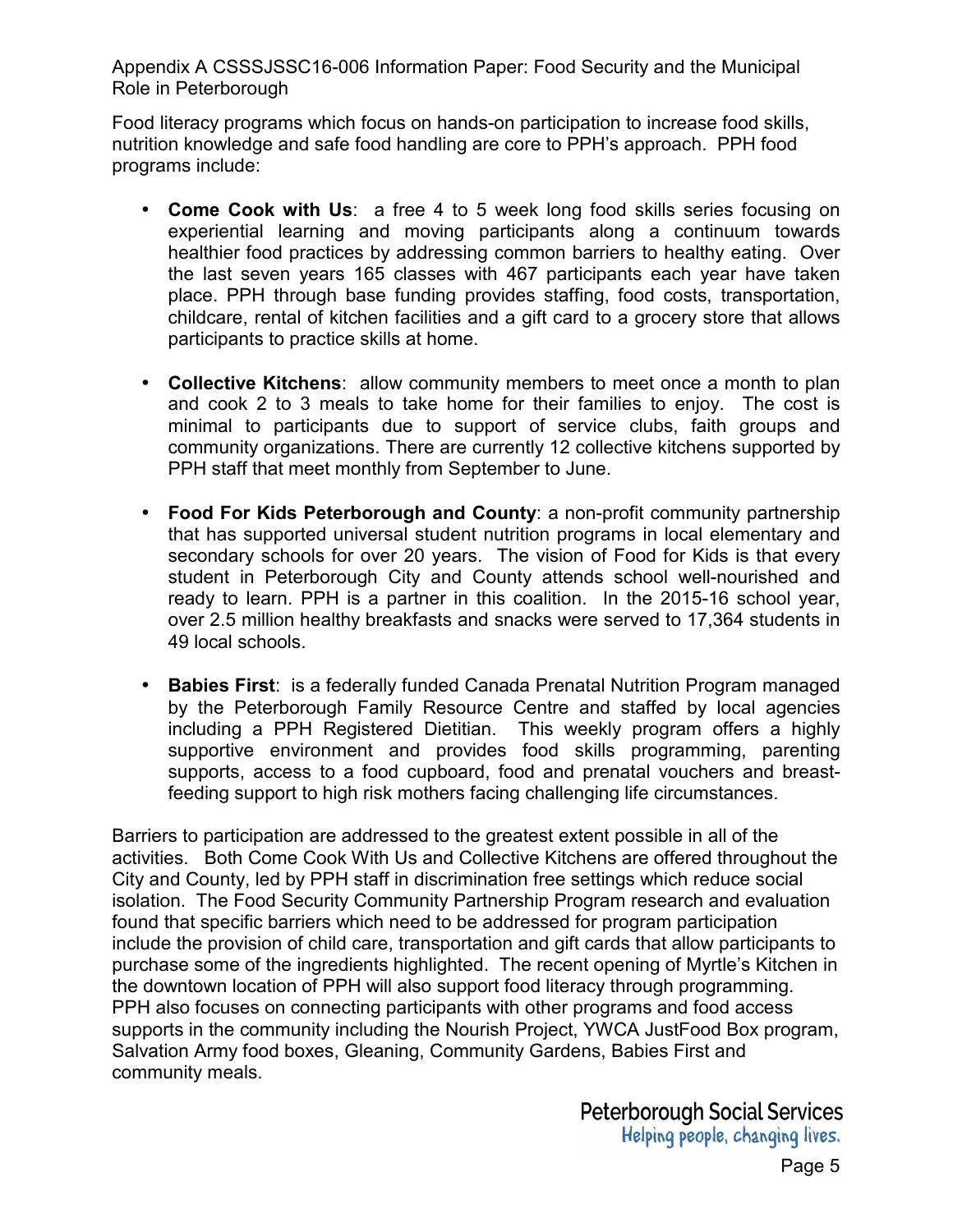Food literacy programs which focus on hands-on participation to increase food skills, nutrition knowledge and safe food handling are core to PPH's approach. PPH food programs include:

- **Come Cook with Us**: a free 4 to 5 week long food skills series focusing on experiential learning and moving participants along a continuum towards healthier food practices by addressing common barriers to healthy eating. Over the last seven years 165 classes with 467 participants each year have taken place. PPH through base funding provides staffing, food costs, transportation, childcare, rental of kitchen facilities and a gift card to a grocery store that allows participants to practice skills at home.
- **Collective Kitchens**: allow community members to meet once a month to plan and cook 2 to 3 meals to take home for their families to enjoy. The cost is minimal to participants due to support of service clubs, faith groups and community organizations. There are currently 12 collective kitchens supported by PPH staff that meet monthly from September to June.
- **Food For Kids Peterborough and County**: a non-profit community partnership that has supported universal student nutrition programs in local elementary and secondary schools for over 20 years. The vision of Food for Kids is that every student in Peterborough City and County attends school well-nourished and ready to learn. PPH is a partner in this coalition. In the 2015-16 school year, over 2.5 million healthy breakfasts and snacks were served to 17,364 students in 49 local schools.
- **Babies First**: is a federally funded Canada Prenatal Nutrition Program managed by the Peterborough Family Resource Centre and staffed by local agencies including a PPH Registered Dietitian. This weekly program offers a highly supportive environment and provides food skills programming, parenting supports, access to a food cupboard, food and prenatal vouchers and breast-feeding support to high risk mothers facing challenging life circumstances.

Barriers to participation are addressed to the greatest extent possible in all of the activities. Both Come Cook With Us and Collective Kitchens are offered throughout the City and County, led by PPH staff in discrimination free settings which reduce social isolation. The Food Security Community Partnership Program research and evaluation found that specific barriers which need to be addressed for program participation include the provision of child care, transportation and gift cards that allow participants to purchase some of the ingredients highlighted. The recent opening of Myrtle's Kitchen in the downtown location of PPH will also support food literacy through programming. PPH also focuses on connecting participants with other programs and food access supports in the community including the Nourish Project, YWCA JustFood Box program, Salvation Army food boxes, Gleaning, Community Gardens, Babies First and community meals.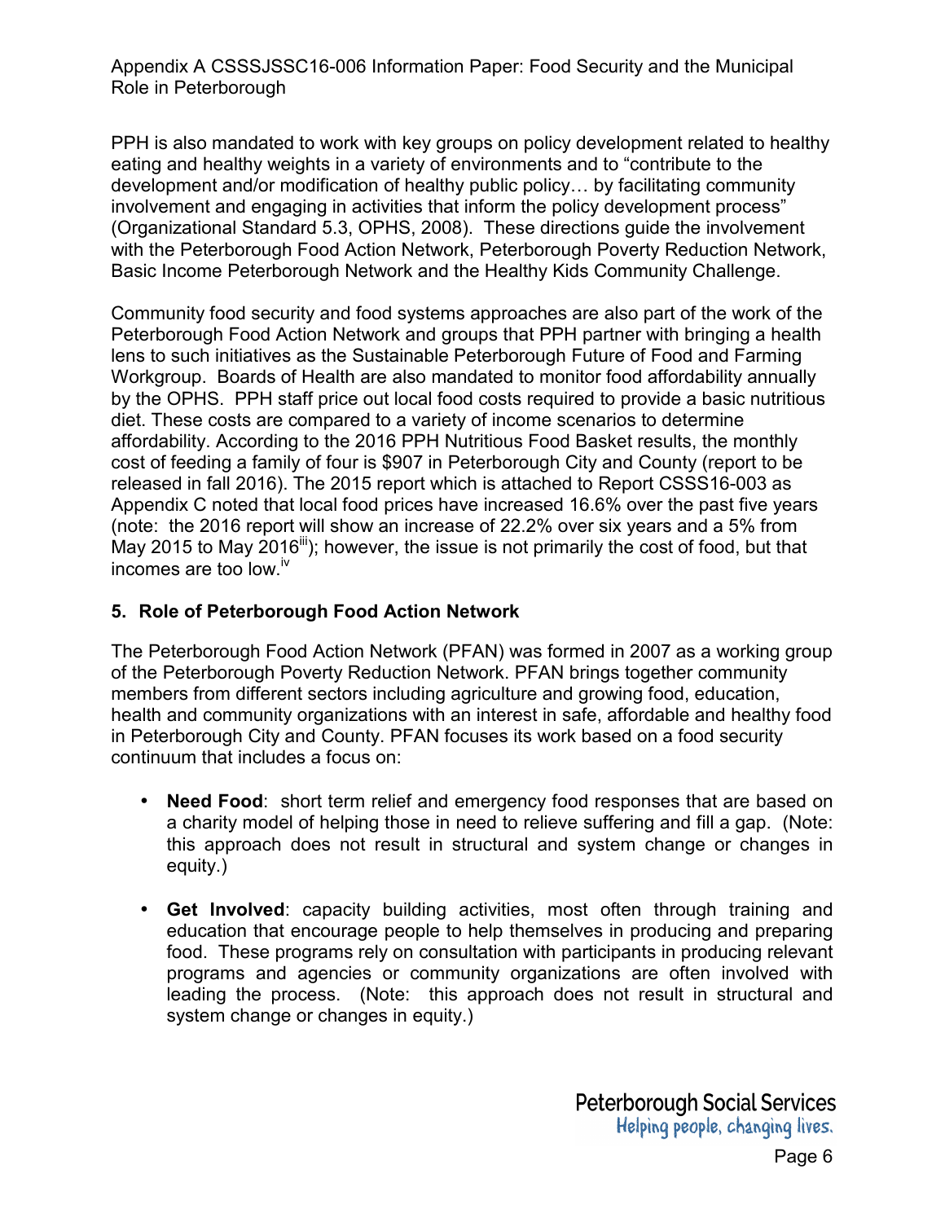PPH is also mandated to work with key groups on policy development related to healthy eating and healthy weights in a variety of environments and to "contribute to the development and/or modification of healthy public policy… by facilitating community involvement and engaging in activities that inform the policy development process" (Organizational Standard 5.3, OPHS, 2008). These directions guide the involvement with the Peterborough Food Action Network, Peterborough Poverty Reduction Network, Basic Income Peterborough Network and the Healthy Kids Community Challenge.

Community food security and food systems approaches are also part of the work of the Peterborough Food Action Network and groups that PPH partner with bringing a health lens to such initiatives as the Sustainable Peterborough Future of Food and Farming Workgroup. Boards of Health are also mandated to monitor food affordability annually by the OPHS. PPH staff price out local food costs required to provide a basic nutritious diet. These costs are compared to a variety of income scenarios to determine affordability. According to the 2016 PPH Nutritious Food Basket results, the monthly cost of feeding a family of four is $907 in Peterborough City and County (report to be released in fall 2016). The 2015 report which is attached to Report CSSS16-003 as Appendix C noted that local food prices have increased 16.6% over the past five years (note: the 2016 report will show an increase of 22.2% over six years and a 5% from May 2015 to May 2016[iii]); however, the issue is not primarily the cost of food, but that incomes are too low.[iv]

## 5. Role of Peterborough Food Action Network

The Peterborough Food Action Network (PFAN) was formed in 2007 as a working group of the Peterborough Poverty Reduction Network. PFAN brings together community members from different sectors including agriculture and growing food, education, health and community organizations with an interest in safe, affordable and healthy food in Peterborough City and County. PFAN focuses its work based on a food security continuum that includes a focus on:

- **Need Food**: short term relief and emergency food responses that are based on a charity model of helping those in need to relieve suffering and fill a gap. (Note: this approach does not result in structural and system change or changes in equity.)
- **Get Involved**: capacity building activities, most often through training and education that encourage people to help themselves in producing and preparing food. These programs rely on consultation with participants in producing relevant programs and agencies or community organizations are often involved with leading the process. (Note: this approach does not result in structural and system change or changes in equity.)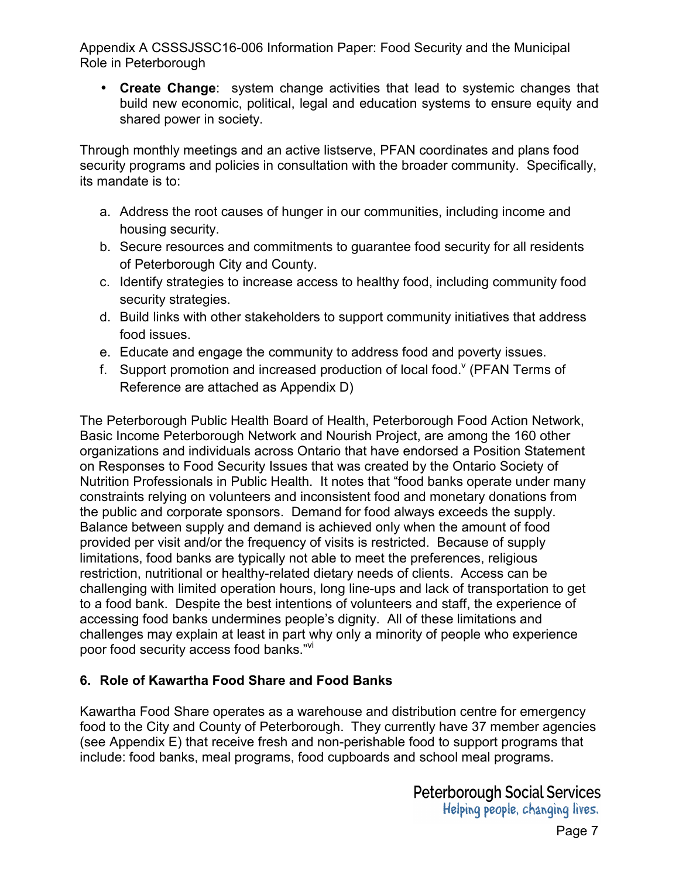- **Create Change**: system change activities that lead to systemic changes that build new economic, political, legal and education systems to ensure equity and shared power in society.

Through monthly meetings and an active listserve, PFAN coordinates and plans food security programs and policies in consultation with the broader community. Specifically, its mandate is to:

a. Address the root causes of hunger in our communities, including income and housing security.
b. Secure resources and commitments to guarantee food security for all residents of Peterborough City and County.
c. Identify strategies to increase access to healthy food, including community food security strategies.
d. Build links with other stakeholders to support community initiatives that address food issues.
e. Educate and engage the community to address food and poverty issues.
f. Support promotion and increased production of local food.[v] (PFAN Terms of Reference are attached as Appendix D)

The Peterborough Public Health Board of Health, Peterborough Food Action Network, Basic Income Peterborough Network and Nourish Project, are among the 160 other organizations and individuals across Ontario that have endorsed a Position Statement on Responses to Food Security Issues that was created by the Ontario Society of Nutrition Professionals in Public Health. It notes that "food banks operate under many constraints relying on volunteers and inconsistent food and monetary donations from the public and corporate sponsors. Demand for food always exceeds the supply. Balance between supply and demand is achieved only when the amount of food provided per visit and/or the frequency of visits is restricted. Because of supply limitations, food banks are typically not able to meet the preferences, religious restriction, nutritional or healthy-related dietary needs of clients. Access can be challenging with limited operation hours, long line-ups and lack of transportation to get to a food bank. Despite the best intentions of volunteers and staff, the experience of accessing food banks undermines people's dignity. All of these limitations and challenges may explain at least in part why only a minority of people who experience poor food security access food banks."[vi]

## 6. Role of Kawartha Food Share and Food Banks

Kawartha Food Share operates as a warehouse and distribution centre for emergency food to the City and County of Peterborough. They currently have 37 member agencies (see Appendix E) that receive fresh and non-perishable food to support programs that include: food banks, meal programs, food cupboards and school meal programs.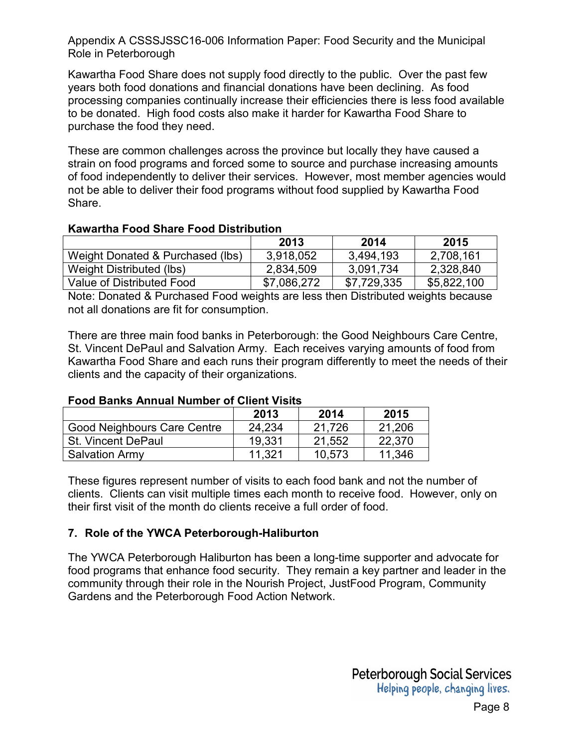Kawartha Food Share does not supply food directly to the public. Over the past few years both food donations and financial donations have been declining. As food processing companies continually increase their efficiencies there is less food available to be donated. High food costs also make it harder for Kawartha Food Share to purchase the food they need.

These are common challenges across the province but locally they have caused a strain on food programs and forced some to source and purchase increasing amounts of food independently to deliver their services. However, most member agencies would not be able to deliver their food programs without food supplied by Kawartha Food Share.

**Kawartha Food Share Food Distribution**

| | 2013 | 2014 | 2015 |
|---|---|---|---|
| Weight Donated & Purchased (lbs) | 3,918,052 | 3,494,193 | 2,708,161 |
| Weight Distributed (lbs) | 2,834,509 | 3,091,734 | 2,328,840 |
| Value of Distributed Food | $7,086,272 | $7,729,335 | $5,822,100 |

Note: Donated & Purchased Food weights are less then Distributed weights because not all donations are fit for consumption.

There are three main food banks in Peterborough: the Good Neighbours Care Centre, St. Vincent DePaul and Salvation Army. Each receives varying amounts of food from Kawartha Food Share and each runs their program differently to meet the needs of their clients and the capacity of their organizations.

**Food Banks Annual Number of Client Visits**

| | 2013 | 2014 | 2015 |
|---|---|---|---|
| Good Neighbours Care Centre | 24,234 | 21,726 | 21,206 |
| St. Vincent DePaul | 19,331 | 21,552 | 22,370 |
| Salvation Army | 11,321 | 10,573 | 11,346 |

These figures represent number of visits to each food bank and not the number of clients. Clients can visit multiple times each month to receive food. However, only on their first visit of the month do clients receive a full order of food.

## 7. Role of the YWCA Peterborough-Haliburton

The YWCA Peterborough Haliburton has been a long-time supporter and advocate for food programs that enhance food security. They remain a key partner and leader in the community through their role in the Nourish Project, JustFood Program, Community Gardens and the Peterborough Food Action Network.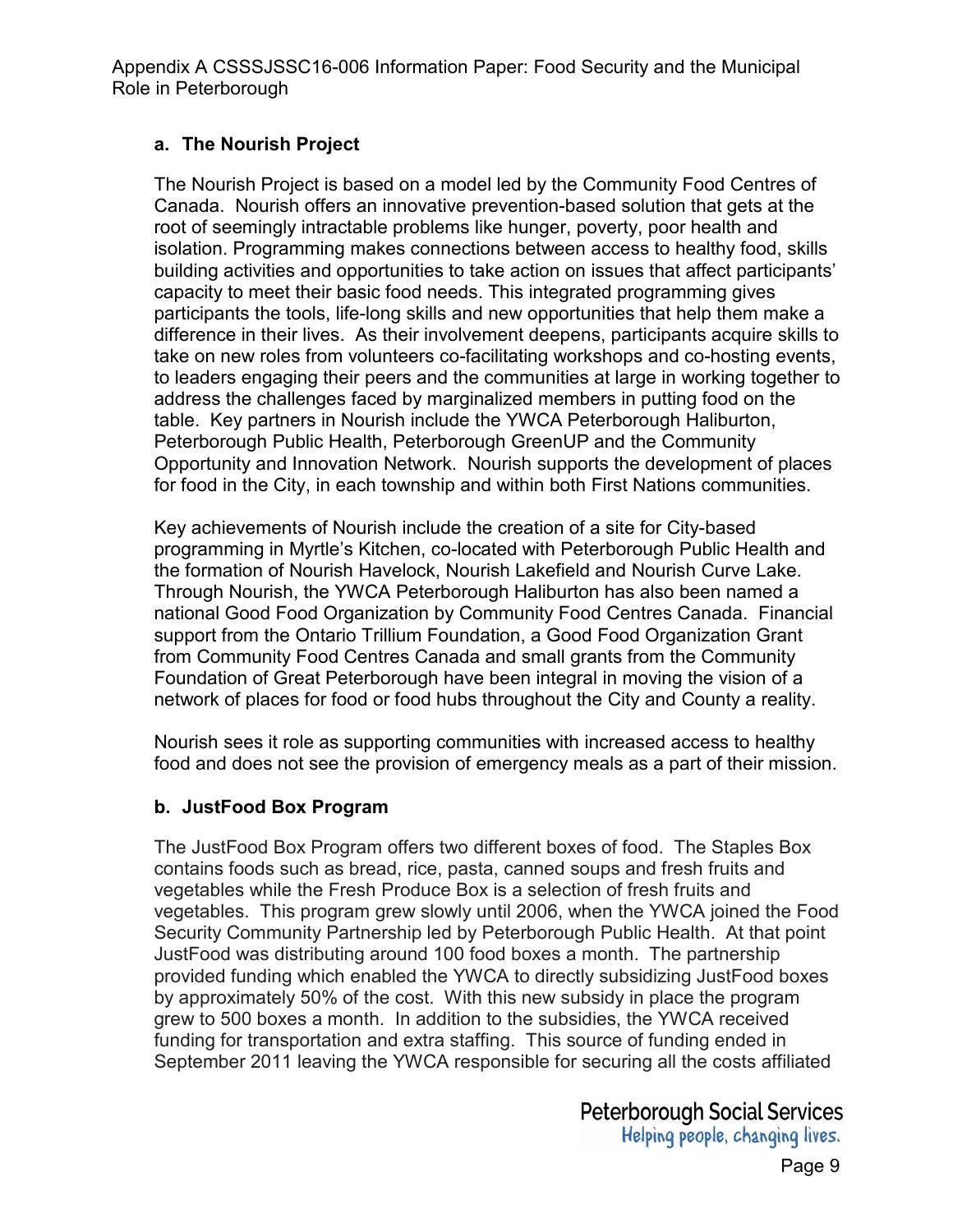### a. The Nourish Project

The Nourish Project is based on a model led by the Community Food Centres of Canada. Nourish offers an innovative prevention-based solution that gets at the root of seemingly intractable problems like hunger, poverty, poor health and isolation. Programming makes connections between access to healthy food, skills building activities and opportunities to take action on issues that affect participants' capacity to meet their basic food needs. This integrated programming gives participants the tools, life-long skills and new opportunities that help them make a difference in their lives. As their involvement deepens, participants acquire skills to take on new roles from volunteers co-facilitating workshops and co-hosting events, to leaders engaging their peers and the communities at large in working together to address the challenges faced by marginalized members in putting food on the table. Key partners in Nourish include the YWCA Peterborough Haliburton, Peterborough Public Health, Peterborough GreenUP and the Community Opportunity and Innovation Network. Nourish supports the development of places for food in the City, in each township and within both First Nations communities.

Key achievements of Nourish include the creation of a site for City-based programming in Myrtle's Kitchen, co-located with Peterborough Public Health and the formation of Nourish Havelock, Nourish Lakefield and Nourish Curve Lake. Through Nourish, the YWCA Peterborough Haliburton has also been named a national Good Food Organization by Community Food Centres Canada. Financial support from the Ontario Trillium Foundation, a Good Food Organization Grant from Community Food Centres Canada and small grants from the Community Foundation of Great Peterborough have been integral in moving the vision of a network of places for food or food hubs throughout the City and County a reality.

Nourish sees it role as supporting communities with increased access to healthy food and does not see the provision of emergency meals as a part of their mission.

### b. JustFood Box Program

The JustFood Box Program offers two different boxes of food. The Staples Box contains foods such as bread, rice, pasta, canned soups and fresh fruits and vegetables while the Fresh Produce Box is a selection of fresh fruits and vegetables. This program grew slowly until 2006, when the YWCA joined the Food Security Community Partnership led by Peterborough Public Health. At that point JustFood was distributing around 100 food boxes a month. The partnership provided funding which enabled the YWCA to directly subsidizing JustFood boxes by approximately 50% of the cost. With this new subsidy in place the program grew to 500 boxes a month. In addition to the subsidies, the YWCA received funding for transportation and extra staffing. This source of funding ended in September 2011 leaving the YWCA responsible for securing all the costs affiliated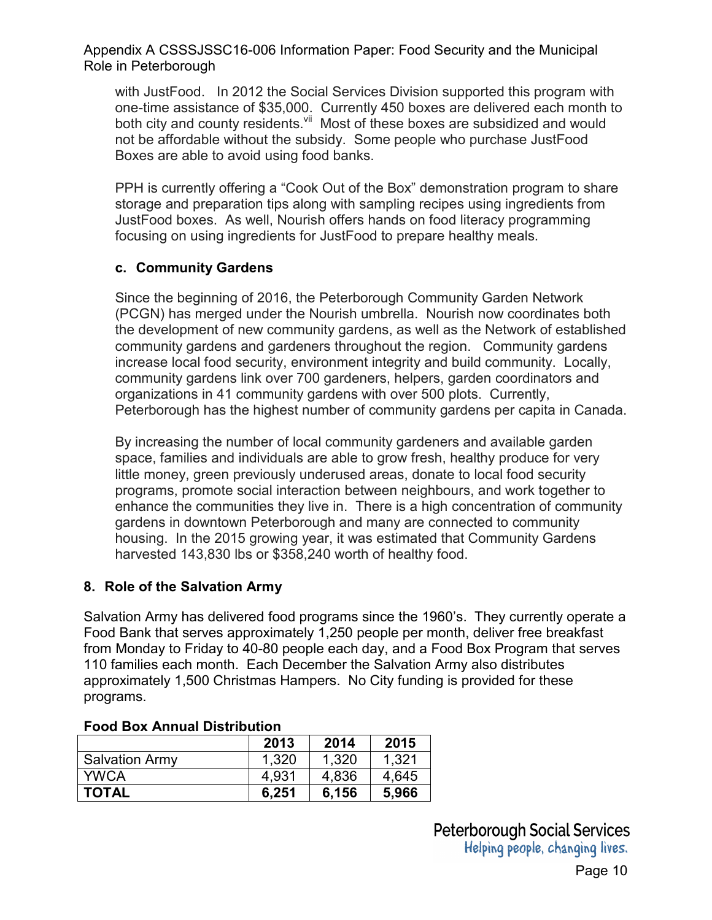with JustFood. In 2012 the Social Services Division supported this program with one-time assistance of $35,000. Currently 450 boxes are delivered each month to both city and county residents.[vii] Most of these boxes are subsidized and would not be affordable without the subsidy. Some people who purchase JustFood Boxes are able to avoid using food banks.

PPH is currently offering a "Cook Out of the Box" demonstration program to share storage and preparation tips along with sampling recipes using ingredients from JustFood boxes. As well, Nourish offers hands on food literacy programming focusing on using ingredients for JustFood to prepare healthy meals.

### c. Community Gardens

Since the beginning of 2016, the Peterborough Community Garden Network (PCGN) has merged under the Nourish umbrella. Nourish now coordinates both the development of new community gardens, as well as the Network of established community gardens and gardeners throughout the region. Community gardens increase local food security, environment integrity and build community. Locally, community gardens link over 700 gardeners, helpers, garden coordinators and organizations in 41 community gardens with over 500 plots. Currently, Peterborough has the highest number of community gardens per capita in Canada.

By increasing the number of local community gardeners and available garden space, families and individuals are able to grow fresh, healthy produce for very little money, green previously underused areas, donate to local food security programs, promote social interaction between neighbours, and work together to enhance the communities they live in. There is a high concentration of community gardens in downtown Peterborough and many are connected to community housing. In the 2015 growing year, it was estimated that Community Gardens harvested 143,830 lbs or $358,240 worth of healthy food.

## 8. Role of the Salvation Army

Salvation Army has delivered food programs since the 1960's. They currently operate a Food Bank that serves approximately 1,250 people per month, deliver free breakfast from Monday to Friday to 40-80 people each day, and a Food Box Program that serves 110 families each month. Each December the Salvation Army also distributes approximately 1,500 Christmas Hampers. No City funding is provided for these programs.

**Food Box Annual Distribution**

| | 2013 | 2014 | 2015 |
|---|---|---|---|
| Salvation Army | 1,320 | 1,320 | 1,321 |
| YWCA | 4,931 | 4,836 | 4,645 |
| **TOTAL** | **6,251** | **6,156** | **5,966** |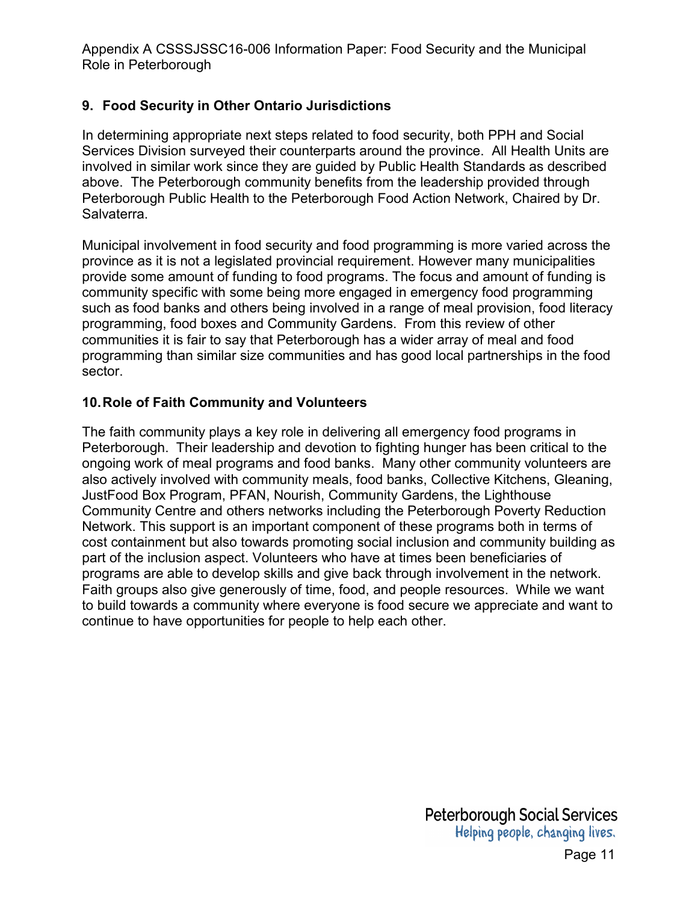## 9. Food Security in Other Ontario Jurisdictions

In determining appropriate next steps related to food security, both PPH and Social Services Division surveyed their counterparts around the province. All Health Units are involved in similar work since they are guided by Public Health Standards as described above. The Peterborough community benefits from the leadership provided through Peterborough Public Health to the Peterborough Food Action Network, Chaired by Dr. Salvaterra.

Municipal involvement in food security and food programming is more varied across the province as it is not a legislated provincial requirement. However many municipalities provide some amount of funding to food programs. The focus and amount of funding is community specific with some being more engaged in emergency food programming such as food banks and others being involved in a range of meal provision, food literacy programming, food boxes and Community Gardens. From this review of other communities it is fair to say that Peterborough has a wider array of meal and food programming than similar size communities and has good local partnerships in the food sector.

## 10. Role of Faith Community and Volunteers

The faith community plays a key role in delivering all emergency food programs in Peterborough. Their leadership and devotion to fighting hunger has been critical to the ongoing work of meal programs and food banks. Many other community volunteers are also actively involved with community meals, food banks, Collective Kitchens, Gleaning, JustFood Box Program, PFAN, Nourish, Community Gardens, the Lighthouse Community Centre and others networks including the Peterborough Poverty Reduction Network. This support is an important component of these programs both in terms of cost containment but also towards promoting social inclusion and community building as part of the inclusion aspect. Volunteers who have at times been beneficiaries of programs are able to develop skills and give back through involvement in the network. Faith groups also give generously of time, food, and people resources. While we want to build towards a community where everyone is food secure we appreciate and want to continue to have opportunities for people to help each other.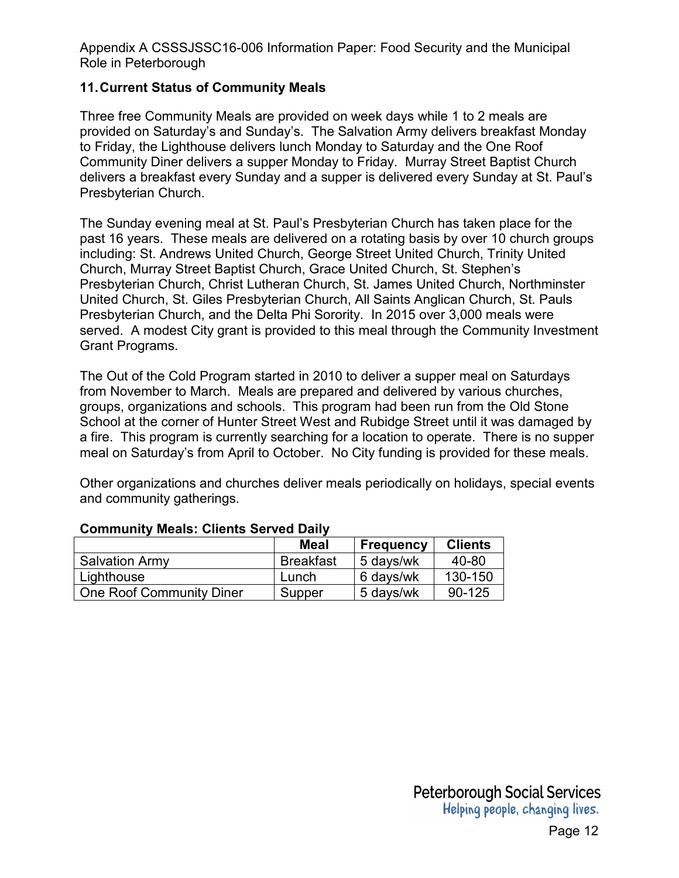## 11. Current Status of Community Meals

Three free Community Meals are provided on week days while 1 to 2 meals are provided on Saturday's and Sunday's. The Salvation Army delivers breakfast Monday to Friday, the Lighthouse delivers lunch Monday to Saturday and the One Roof Community Diner delivers a supper Monday to Friday. Murray Street Baptist Church delivers a breakfast every Sunday and a supper is delivered every Sunday at St. Paul's Presbyterian Church.

The Sunday evening meal at St. Paul's Presbyterian Church has taken place for the past 16 years. These meals are delivered on a rotating basis by over 10 church groups including: St. Andrews United Church, George Street United Church, Trinity United Church, Murray Street Baptist Church, Grace United Church, St. Stephen's Presbyterian Church, Christ Lutheran Church, St. James United Church, Northminster United Church, St. Giles Presbyterian Church, All Saints Anglican Church, St. Pauls Presbyterian Church, and the Delta Phi Sorority. In 2015 over 3,000 meals were served. A modest City grant is provided to this meal through the Community Investment Grant Programs.

The Out of the Cold Program started in 2010 to deliver a supper meal on Saturdays from November to March. Meals are prepared and delivered by various churches, groups, organizations and schools. This program had been run from the Old Stone School at the corner of Hunter Street West and Rubidge Street until it was damaged by a fire. This program is currently searching for a location to operate. There is no supper meal on Saturday's from April to October. No City funding is provided for these meals.

Other organizations and churches deliver meals periodically on holidays, special events and community gatherings.

**Community Meals: Clients Served Daily**

| | Meal | Frequency | Clients |
|---|---|---|---|
| Salvation Army | Breakfast | 5 days/wk | 40-80 |
| Lighthouse | Lunch | 6 days/wk | 130-150 |
| One Roof Community Diner | Supper | 5 days/wk | 90-125 |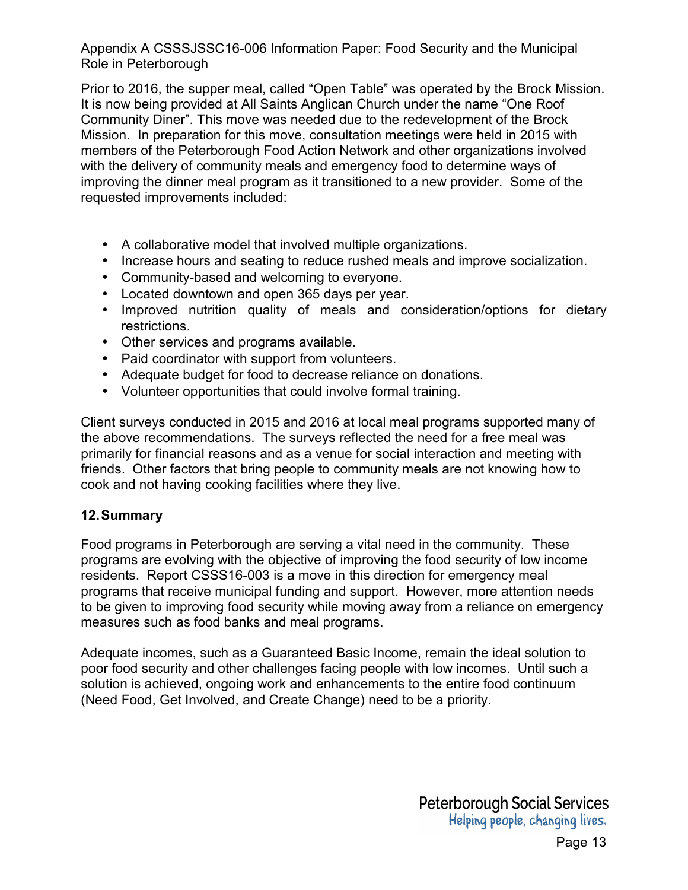Prior to 2016, the supper meal, called “Open Table” was operated by the Brock Mission. It is now being provided at All Saints Anglican Church under the name “One Roof Community Diner”. This move was needed due to the redevelopment of the Brock Mission. In preparation for this move, consultation meetings were held in 2015 with members of the Peterborough Food Action Network and other organizations involved with the delivery of community meals and emergency food to determine ways of improving the dinner meal program as it transitioned to a new provider. Some of the requested improvements included:

- A collaborative model that involved multiple organizations.
- Increase hours and seating to reduce rushed meals and improve socialization.
- Community-based and welcoming to everyone.
- Located downtown and open 365 days per year.
- Improved nutrition quality of meals and consideration/options for dietary restrictions.
- Other services and programs available.
- Paid coordinator with support from volunteers.
- Adequate budget for food to decrease reliance on donations.
- Volunteer opportunities that could involve formal training.

Client surveys conducted in 2015 and 2016 at local meal programs supported many of the above recommendations. The surveys reflected the need for a free meal was primarily for financial reasons and as a venue for social interaction and meeting with friends. Other factors that bring people to community meals are not knowing how to cook and not having cooking facilities where they live.

## 12. Summary

Food programs in Peterborough are serving a vital need in the community. These programs are evolving with the objective of improving the food security of low income residents. Report CSSS16-003 is a move in this direction for emergency meal programs that receive municipal funding and support. However, more attention needs to be given to improving food security while moving away from a reliance on emergency measures such as food banks and meal programs.

Adequate incomes, such as a Guaranteed Basic Income, remain the ideal solution to poor food security and other challenges facing people with low incomes. Until such a solution is achieved, ongoing work and enhancements to the entire food continuum (Need Food, Get Involved, and Create Change) need to be a priority.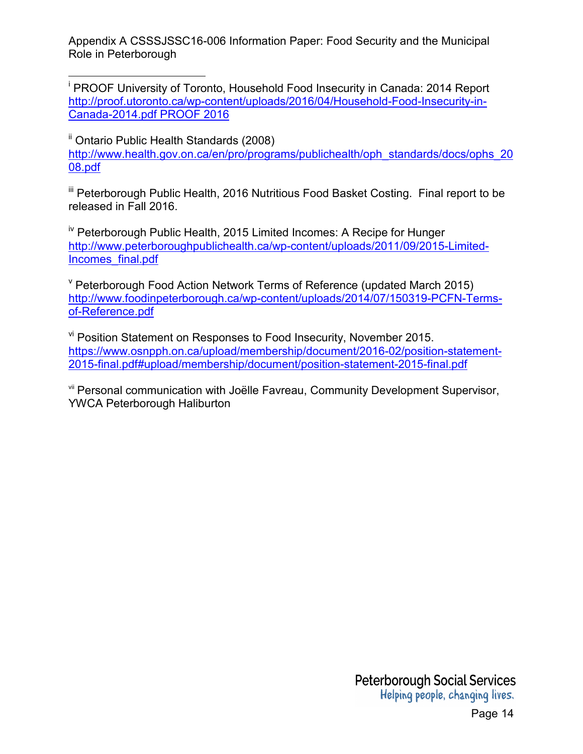[i] PROOF University of Toronto, Household Food Insecurity in Canada: 2014 Report http://proof.utoronto.ca/wp-content/uploads/2016/04/Household-Food-Insecurity-in-Canada-2014.pdf PROOF 2016

[ii] Ontario Public Health Standards (2008) http://www.health.gov.on.ca/en/pro/programs/publichealth/oph_standards/docs/ophs_2008.pdf

[iii] Peterborough Public Health, 2016 Nutritious Food Basket Costing. Final report to be released in Fall 2016.

[iv] Peterborough Public Health, 2015 Limited Incomes: A Recipe for Hunger http://www.peterboroughpublichealth.ca/wp-content/uploads/2011/09/2015-Limited-Incomes_final.pdf

[v] Peterborough Food Action Network Terms of Reference (updated March 2015) http://www.foodinpeterborough.ca/wp-content/uploads/2014/07/150319-PCFN-Terms-of-Reference.pdf

[vi] Position Statement on Responses to Food Insecurity, November 2015. https://www.osnpph.on.ca/upload/membership/document/2016-02/position-statement-2015-final.pdf#upload/membership/document/position-statement-2015-final.pdf

[vii] Personal communication with Joëlle Favreau, Community Development Supervisor, YWCA Peterborough Haliburton